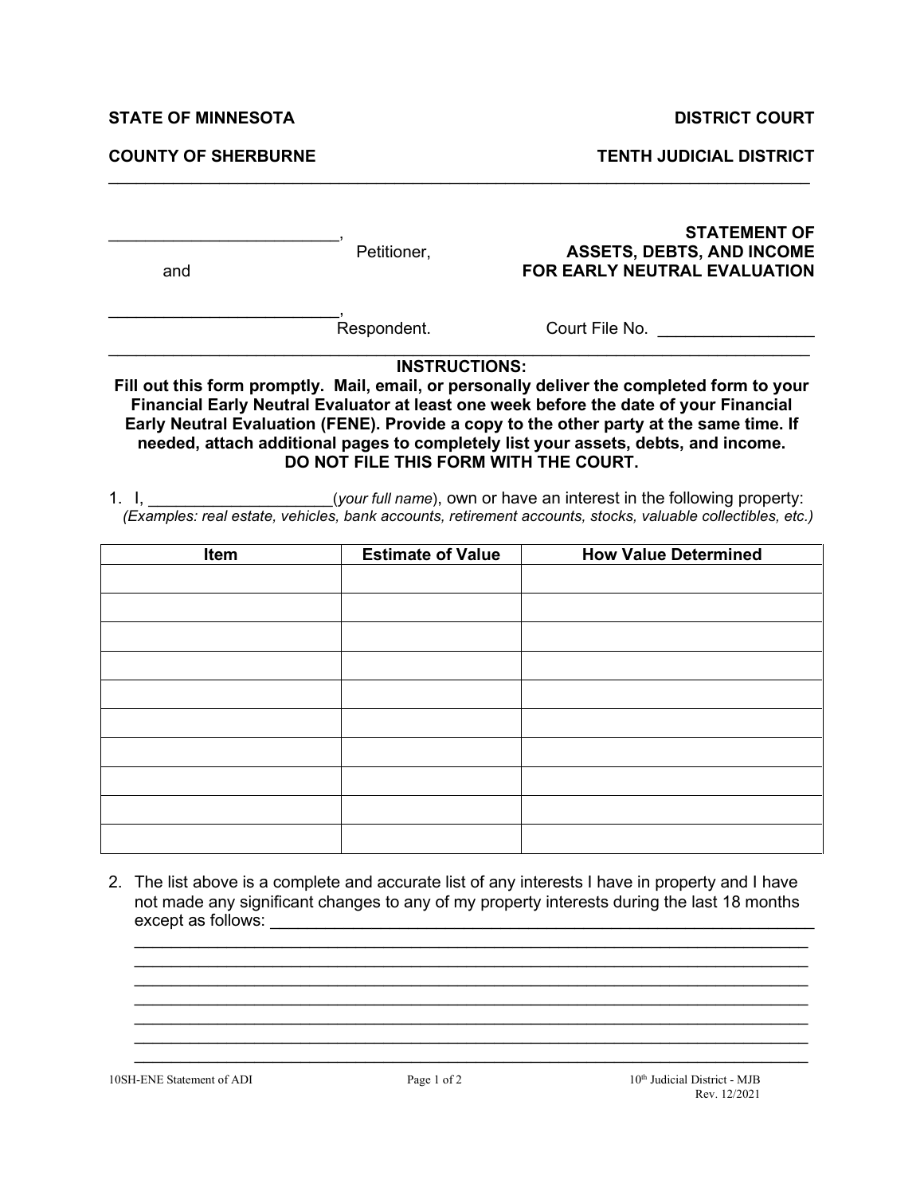**STATE OF MINNESOTA** **DISTRICT COURT**

**COUNTY OF SHERBURNE** **TENTH JUDICIAL DISTRICT**

_________________________, Petitioner,

and

_________________________, Respondent.

**STATEMENT OF ASSETS, DEBTS, AND INCOME FOR EARLY NEUTRAL EVALUATION**

Court File No. _________________

**INSTRUCTIONS:**

**Fill out this form promptly. Mail, email, or personally deliver the completed form to your Financial Early Neutral Evaluator at least one week before the date of your Financial Early Neutral Evaluation (FENE). Provide a copy to the other party at the same time. If needed, attach additional pages to completely list your assets, debts, and income. DO NOT FILE THIS FORM WITH THE COURT.**

1. I, ____________________(*your full name*), own or have an interest in the following property:
   *(Examples: real estate, vehicles, bank accounts, retirement accounts, stocks, valuable collectibles, etc.)*

| Item | Estimate of Value | How Value Determined |
| --- | --- | --- |
| | | |
| | | |
| | | |
| | | |
| | | |
| | | |
| | | |
| | | |
| | | |
| | | |

2. The list above is a complete and accurate list of any interests I have in property and I have not made any significant changes to any of my property interests during the last 18 months except as follows: ______________________________________________________________
______________________________________________________________
______________________________________________________________
______________________________________________________________
______________________________________________________________
______________________________________________________________
______________________________________________________________
______________________________________________________________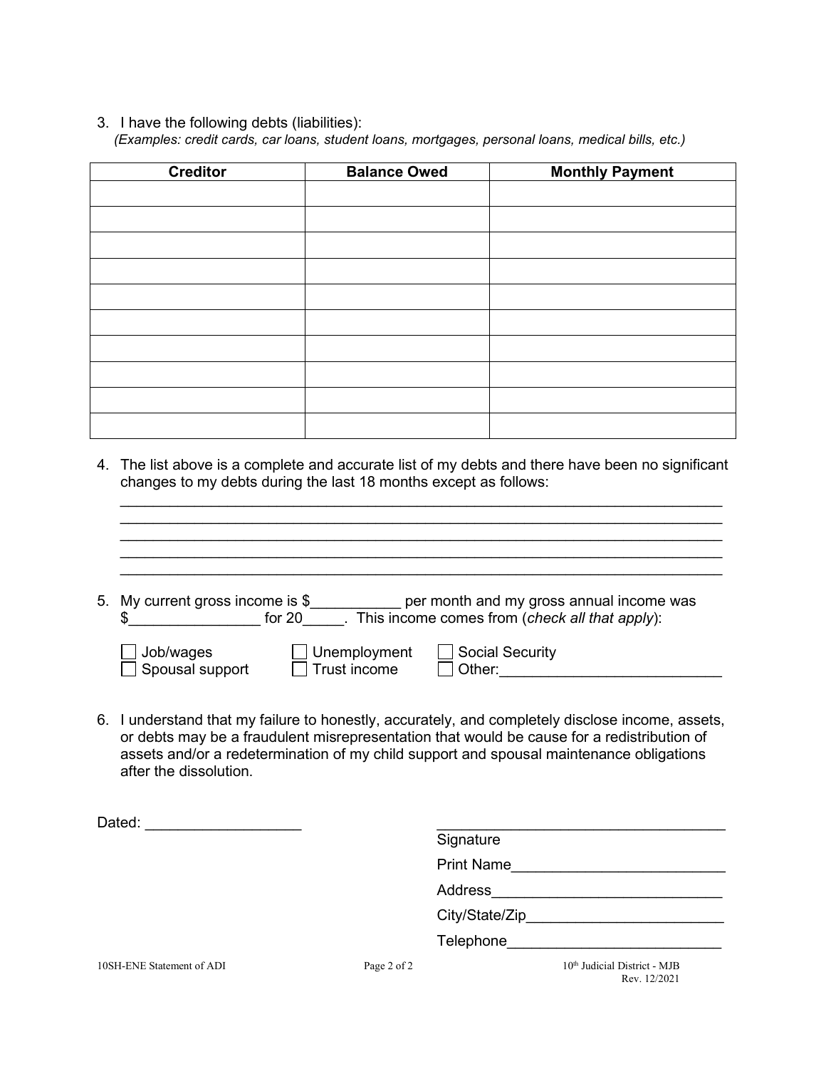3. I have the following debts (liabilities):
   *(Examples: credit cards, car loans, student loans, mortgages, personal loans, medical bills, etc.)*

| Creditor | Balance Owed | Monthly Payment |
| --- | --- | --- |
| | | |
| | | |
| | | |
| | | |
| | | |
| | | |
| | | |
| | | |
| | | |
| | | |

4. The list above is a complete and accurate list of my debts and there have been no significant changes to my debts during the last 18 months except as follows:
   ___________________________________________________________________________
   ___________________________________________________________________________
   ___________________________________________________________________________
   ___________________________________________________________________________
   ___________________________________________________________________________

5. My current gross income is $___________ per month and my gross annual income was $________________ for 20_____. This income comes from (*check all that apply*):

   ☐ Job/wages ☐ Unemployment ☐ Social Security
   ☐ Spousal support ☐ Trust income ☐ Other:___________________________

6. I understand that my failure to honestly, accurately, and completely disclose income, assets, or debts may be a fraudulent misrepresentation that would be cause for a redistribution of assets and/or a redetermination of my child support and spousal maintenance obligations after the dissolution.

Dated: ___________________

____________________________________
Signature

Print Name__________________________

Address____________________________

City/State/Zip________________________

Telephone__________________________

10SH-ENE Statement of ADI

10th Judicial District - MJB
Rev. 12/2021